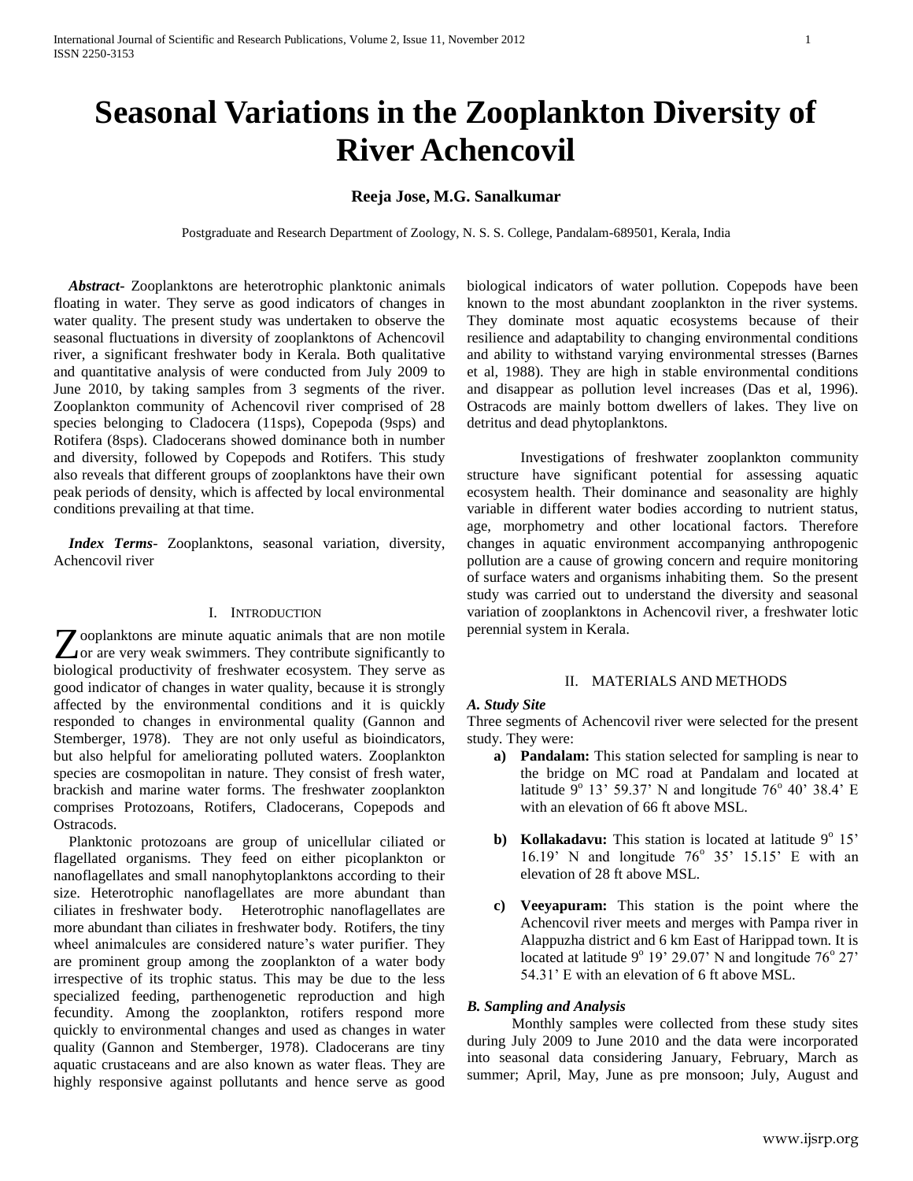# Seasonal Variations in the Zooplankton Diversity of River Achencovil

**Reeja Jose, M.G. Sanalkumar**

Postgraduate and Research Department of Zoology, N. S. S. College, Pandalam-689501, Kerala, India

***Abstract***- Zooplanktons are heterotrophic planktonic animals floating in water. They serve as good indicators of changes in water quality. The present study was undertaken to observe the seasonal fluctuations in diversity of zooplanktons of Achencovil river, a significant freshwater body in Kerala. Both qualitative and quantitative analysis of were conducted from July 2009 to June 2010, by taking samples from 3 segments of the river. Zooplankton community of Achencovil river comprised of 28 species belonging to Cladocera (11sps), Copepoda (9sps) and Rotifera (8sps). Cladocerans showed dominance both in number and diversity, followed by Copepods and Rotifers. This study also reveals that different groups of zooplanktons have their own peak periods of density, which is affected by local environmental conditions prevailing at that time.

***Index Terms***- Zooplanktons, seasonal variation, diversity, Achencovil river

## I. Introduction

Zooplanktons are minute aquatic animals that are non motile or are very weak swimmers. They contribute significantly to biological productivity of freshwater ecosystem. They serve as good indicator of changes in water quality, because it is strongly affected by the environmental conditions and it is quickly responded to changes in environmental quality (Gannon and Stemberger, 1978). They are not only useful as bioindicators, but also helpful for ameliorating polluted waters. Zooplankton species are cosmopolitan in nature. They consist of fresh water, brackish and marine water forms. The freshwater zooplankton comprises Protozoans, Rotifers, Cladocerans, Copepods and Ostracods.

Planktonic protozoans are group of unicellular ciliated or flagellated organisms. They feed on either picoplankton or nanoflagellates and small nanophytoplanktons according to their size. Heterotrophic nanoflagellates are more abundant than ciliates in freshwater body. Heterotrophic nanoflagellates are more abundant than ciliates in freshwater body. Rotifers, the tiny wheel animalcules are considered nature's water purifier. They are prominent group among the zooplankton of a water body irrespective of its trophic status. This may be due to the less specialized feeding, parthenogenetic reproduction and high fecundity. Among the zooplankton, rotifers respond more quickly to environmental changes and used as changes in water quality (Gannon and Stemberger, 1978). Cladocerans are tiny aquatic crustaceans and are also known as water fleas. They are highly responsive against pollutants and hence serve as good biological indicators of water pollution. Copepods have been known to the most abundant zooplankton in the river systems. They dominate most aquatic ecosystems because of their resilience and adaptability to changing environmental conditions and ability to withstand varying environmental stresses (Barnes et al, 1988). They are high in stable environmental conditions and disappear as pollution level increases (Das et al, 1996). Ostracods are mainly bottom dwellers of lakes. They live on detritus and dead phytoplanktons.

Investigations of freshwater zooplankton community structure have significant potential for assessing aquatic ecosystem health. Their dominance and seasonality are highly variable in different water bodies according to nutrient status, age, morphometry and other locational factors. Therefore changes in aquatic environment accompanying anthropogenic pollution are a cause of growing concern and require monitoring of surface waters and organisms inhabiting them. So the present study was carried out to understand the diversity and seasonal variation of zooplanktons in Achencovil river, a freshwater lotic perennial system in Kerala.

## II. Materials and Methods

### *A. Study Site*

Three segments of Achencovil river were selected for the present study. They were:

a) **Pandalam:** This station selected for sampling is near to the bridge on MC road at Pandalam and located at latitude 9° 13' 59.37' N and longitude 76° 40' 38.4' E with an elevation of 66 ft above MSL.

b) **Kollakadavu:** This station is located at latitude 9° 15' 16.19' N and longitude 76° 35' 15.15' E with an elevation of 28 ft above MSL.

c) **Veeyapuram:** This station is the point where the Achencovil river meets and merges with Pampa river in Alappuzha district and 6 km East of Harippad town. It is located at latitude 9° 19' 29.07' N and longitude 76° 27' 54.31' E with an elevation of 6 ft above MSL.

### *B. Sampling and Analysis*

Monthly samples were collected from these study sites during July 2009 to June 2010 and the data were incorporated into seasonal data considering January, February, March as summer; April, May, June as pre monsoon; July, August and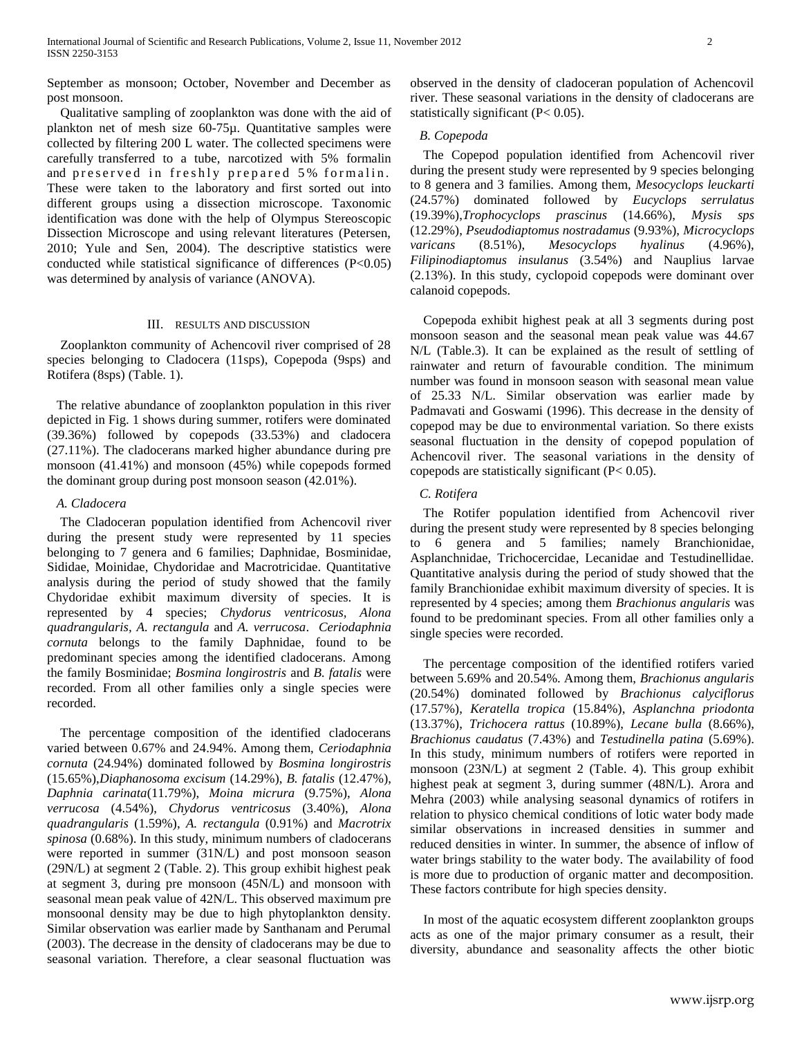September as monsoon; October, November and December as post monsoon.

Qualitative sampling of zooplankton was done with the aid of plankton net of mesh size 60-75μ. Quantitative samples were collected by filtering 200 L water. The collected specimens were carefully transferred to a tube, narcotized with 5% formalin and preserved in freshly prepared 5% formalin. These were taken to the laboratory and first sorted out into different groups using a dissection microscope. Taxonomic identification was done with the help of Olympus Stereoscopic Dissection Microscope and using relevant literatures (Petersen, 2010; Yule and Sen, 2004). The descriptive statistics were conducted while statistical significance of differences ($P<0.05$) was determined by analysis of variance (ANOVA).

## III. Results and Discussion

Zooplankton community of Achencovil river comprised of 28 species belonging to Cladocera (11sps), Copepoda (9sps) and Rotifera (8sps) (Table. 1).

The relative abundance of zooplankton population in this river depicted in Fig. 1 shows during summer, rotifers were dominated (39.36%) followed by copepods (33.53%) and cladocera (27.11%). The cladocerans marked higher abundance during pre monsoon (41.41%) and monsoon (45%) while copepods formed the dominant group during post monsoon season (42.01%).

### A. Cladocera

The Cladoceran population identified from Achencovil river during the present study were represented by 11 species belonging to 7 genera and 6 families; Daphnidae, Bosminidae, Sididae, Moinidae, Chydoridae and Macrotricidae. Quantitative analysis during the period of study showed that the family Chydoridae exhibit maximum diversity of species. It is represented by 4 species; *Chydorus ventricosus, Alona quadrangularis, A. rectangula* and *A. verrucosa*. *Ceriodaphnia cornuta* belongs to the family Daphnidae, found to be predominant species among the identified cladocerans. Among the family Bosminidae; *Bosmina longirostris* and *B. fatalis* were recorded. From all other families only a single species were recorded.

The percentage composition of the identified cladocerans varied between 0.67% and 24.94%. Among them, *Ceriodaphnia cornuta* (24.94%) dominated followed by *Bosmina longirostris* (15.65%), *Diaphanosoma excisum* (14.29%), *B. fatalis* (12.47%), *Daphnia carinata* (11.79%), *Moina micrura* (9.75%), *Alona verrucosa* (4.54%), *Chydorus ventricosus* (3.40%), *Alona quadrangularis* (1.59%), *A. rectangula* (0.91%) and *Macrotrix spinosa* (0.68%). In this study, minimum numbers of cladocerans were reported in summer (31N/L) and post monsoon season (29N/L) at segment 2 (Table. 2). This group exhibit highest peak at segment 3, during pre monsoon (45N/L) and monsoon with seasonal mean peak value of 42N/L. This observed maximum pre monsoonal density may be due to high phytoplankton density. Similar observation was earlier made by Santhanam and Perumal (2003). The decrease in the density of cladocerans may be due to seasonal variation. Therefore, a clear seasonal fluctuation was observed in the density of cladoceran population of Achencovil river. These seasonal variations in the density of cladocerans are statistically significant ($P< 0.05$).

### B. Copepoda

The Copepod population identified from Achencovil river during the present study were represented by 9 species belonging to 8 genera and 3 families. Among them, *Mesocyclops leuckarti* (24.57%) dominated followed by *Eucyclops serrulatus* (19.39%), *Trophocyclops prascinus* (14.66%), *Mysis sps* (12.29%), *Pseudodiaptomus nostradamus* (9.93%), *Microcyclops varicans* (8.51%), *Mesocyclops hyalinus* (4.96%), *Filipinodiaptomus insulanus* (3.54%) and Nauplius larvae (2.13%). In this study, cyclopoid copepods were dominant over calanoid copepods.

Copepoda exhibit highest peak at all 3 segments during post monsoon season and the seasonal mean peak value was 44.67 N/L (Table.3). It can be explained as the result of settling of rainwater and return of favourable condition. The minimum number was found in monsoon season with seasonal mean value of 25.33 N/L. Similar observation was earlier made by Padmavati and Goswami (1996). This decrease in the density of copepod may be due to environmental variation. So there exists seasonal fluctuation in the density of copepod population of Achencovil river. The seasonal variations in the density of copepods are statistically significant ($P< 0.05$).

### C. Rotifera

The Rotifer population identified from Achencovil river during the present study were represented by 8 species belonging to 6 genera and 5 families; namely Branchionidae, Asplanchnidae, Trichocercidae, Lecanidae and Testudinellidae. Quantitative analysis during the period of study showed that the family Branchionidae exhibit maximum diversity of species. It is represented by 4 species; among them *Brachionus angularis* was found to be predominant species. From all other families only a single species were recorded.

The percentage composition of the identified rotifers varied between 5.69% and 20.54%. Among them, *Brachionus angularis* (20.54%) dominated followed by *Brachionus calyciflorus* (17.57%), *Keratella tropica* (15.84%), *Asplanchna priodonta* (13.37%), *Trichocera rattus* (10.89%), *Lecane bulla* (8.66%), *Brachionus caudatus* (7.43%) and *Testudinella patina* (5.69%). In this study, minimum numbers of rotifers were reported in monsoon (23N/L) at segment 2 (Table. 4). This group exhibit highest peak at segment 3, during summer (48N/L). Arora and Mehra (2003) while analysing seasonal dynamics of rotifers in relation to physico chemical conditions of lotic water body made similar observations in increased densities in summer and reduced densities in winter. In summer, the absence of inflow of water brings stability to the water body. The availability of food is more due to production of organic matter and decomposition. These factors contribute for high species density.

In most of the aquatic ecosystem different zooplankton groups acts as one of the major primary consumer as a result, their diversity, abundance and seasonality affects the other biotic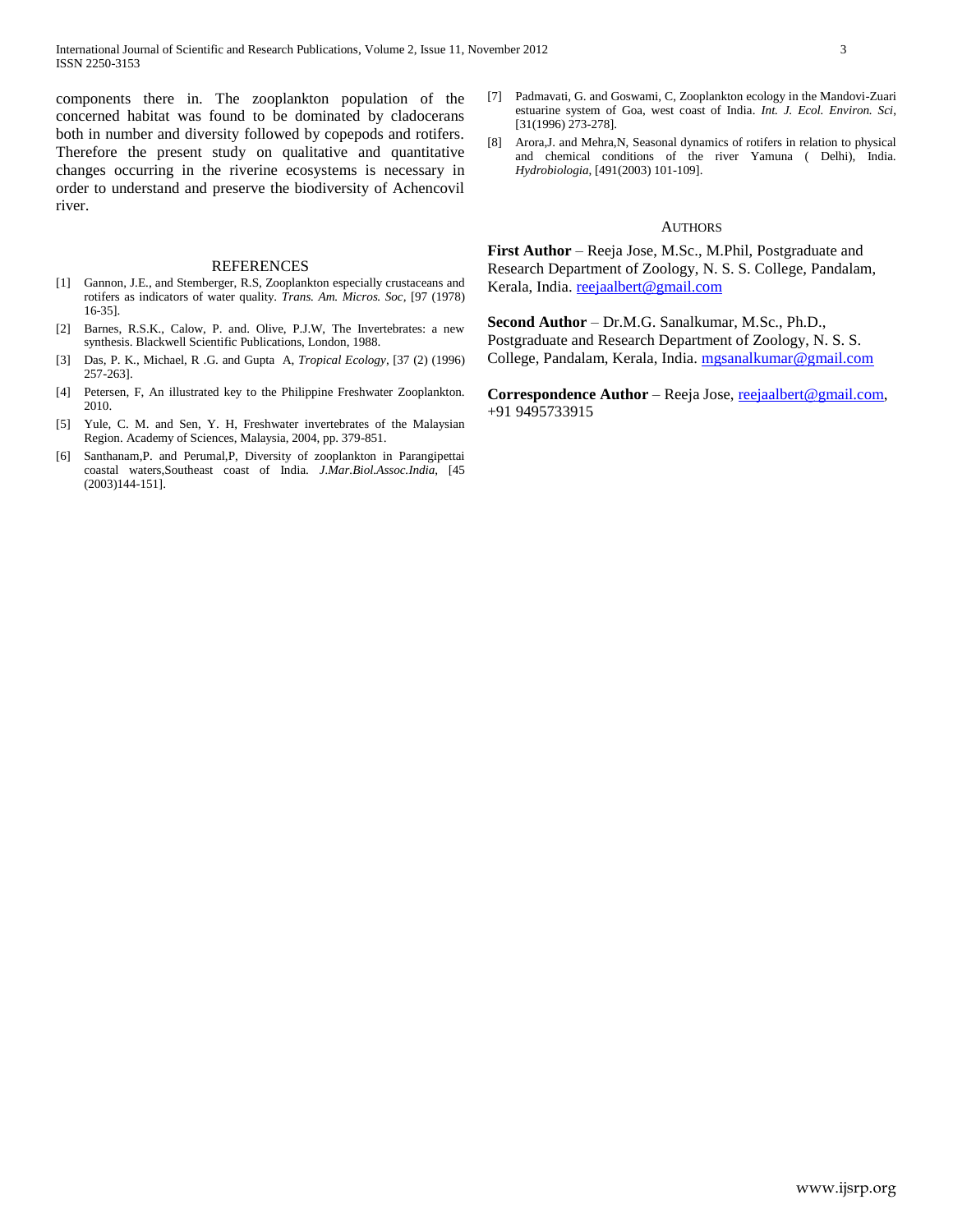components there in. The zooplankton population of the concerned habitat was found to be dominated by cladocerans both in number and diversity followed by copepods and rotifers. Therefore the present study on qualitative and quantitative changes occurring in the riverine ecosystems is necessary in order to understand and preserve the biodiversity of Achencovil river.

## REFERENCES

[1] Gannon, J.E., and Stemberger, R.S, Zooplankton especially crustaceans and rotifers as indicators of water quality. *Trans. Am. Micros. Soc*, [97 (1978) 16-35].

[2] Barnes, R.S.K., Calow, P. and. Olive, P.J.W, The Invertebrates: a new synthesis. Blackwell Scientific Publications, London, 1988.

[3] Das, P. K., Michael, R .G. and Gupta A, *Tropical Ecology*, [37 (2) (1996) 257-263].

[4] Petersen, F, An illustrated key to the Philippine Freshwater Zooplankton. 2010.

[5] Yule, C. M. and Sen, Y. H, Freshwater invertebrates of the Malaysian Region. Academy of Sciences, Malaysia, 2004, pp. 379-851.

[6] Santhanam,P. and Perumal,P, Diversity of zooplankton in Parangipettai coastal waters,Southeast coast of India. *J.Mar.Biol.Assoc.India*, [45 (2003)144-151].

[7] Padmavati, G. and Goswami, C, Zooplankton ecology in the Mandovi-Zuari estuarine system of Goa, west coast of India. *Int. J. Ecol. Environ. Sci*, [31(1996) 273-278].

[8] Arora,J. and Mehra,N, Seasonal dynamics of rotifers in relation to physical and chemical conditions of the river Yamuna ( Delhi), India. *Hydrobiologia*, [491(2003) 101-109].

## AUTHORS

**First Author** – Reeja Jose, M.Sc., M.Phil, Postgraduate and Research Department of Zoology, N. S. S. College, Pandalam, Kerala, India. reejaalbert@gmail.com

**Second Author** – Dr.M.G. Sanalkumar, M.Sc., Ph.D., Postgraduate and Research Department of Zoology, N. S. S. College, Pandalam, Kerala, India. mgsanalkumar@gmail.com

**Correspondence Author** – Reeja Jose, reejaalbert@gmail.com, +91 9495733915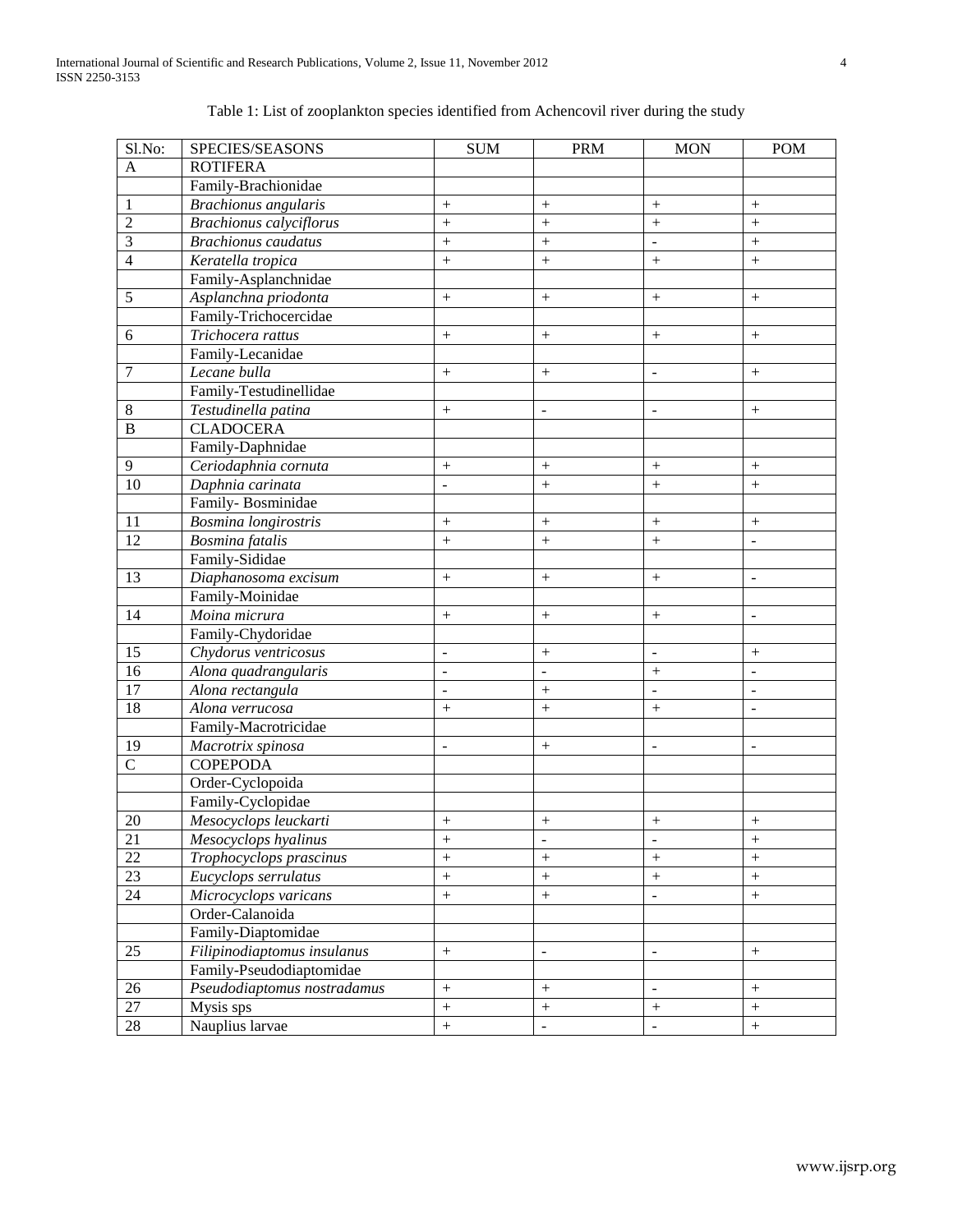Table 1: List of zooplankton species identified from Achencovil river during the study

| Sl.No: | SPECIES/SEASONS | SUM | PRM | MON | POM |
|---|---|---|---|---|---|
| A | ROTIFERA | | | | |
| | Family-Brachionidae | | | | |
| 1 | *Brachionus angularis* | + | + | + | + |
| 2 | *Brachionus calyciflorus* | + | + | + | + |
| 3 | *Brachionus caudatus* | + | + | - | + |
| 4 | *Keratella tropica* | + | + | + | + |
| | Family-Asplanchnidae | | | | |
| 5 | *Asplanchna priodonta* | + | + | + | + |
| | Family-Trichocercidae | | | | |
| 6 | *Trichocera rattus* | + | + | + | + |
| | Family-Lecanidae | | | | |
| 7 | *Lecane bulla* | + | + | - | + |
| | Family-Testudinellidae | | | | |
| 8 | *Testudinella patina* | + | - | - | + |
| B | CLADOCERA | | | | |
| | Family-Daphnidae | | | | |
| 9 | *Ceriodaphnia cornuta* | + | + | + | + |
| 10 | *Daphnia carinata* | - | + | + | + |
| | Family- Bosminidae | | | | |
| 11 | *Bosmina longirostris* | + | + | + | + |
| 12 | *Bosmina fatalis* | + | + | + | - |
| | Family-Sididae | | | | |
| 13 | *Diaphanosoma excisum* | + | + | + | - |
| | Family-Moinidae | | | | |
| 14 | *Moina micrura* | + | + | + | - |
| | Family-Chydoridae | | | | |
| 15 | *Chydorus ventricosus* | - | + | - | + |
| 16 | *Alona quadrangularis* | - | - | + | - |
| 17 | *Alona rectangula* | - | + | - | - |
| 18 | *Alona verrucosa* | + | + | + | - |
| | Family-Macrotricidae | | | | |
| 19 | *Macrotrix spinosa* | - | + | - | - |
| C | COPEPODA | | | | |
| | Order-Cyclopoida | | | | |
| | Family-Cyclopidae | | | | |
| 20 | *Mesocyclops leuckarti* | + | + | + | + |
| 21 | *Mesocyclops hyalinus* | + | - | - | + |
| 22 | *Trophocyclops prascinus* | + | + | + | + |
| 23 | *Eucyclops serrulatus* | + | + | + | + |
| 24 | *Microcyclops varicans* | + | + | - | + |
| | Order-Calanoida | | | | |
| | Family-Diaptomidae | | | | |
| 25 | *Filipinodiaptomus insulanus* | + | - | - | + |
| | Family-Pseudodiaptomidae | | | | |
| 26 | *Pseudodiaptomus nostradamus* | + | + | - | + |
| 27 | Mysis sps | + | + | + | + |
| 28 | Nauplius larvae | + | - | - | + |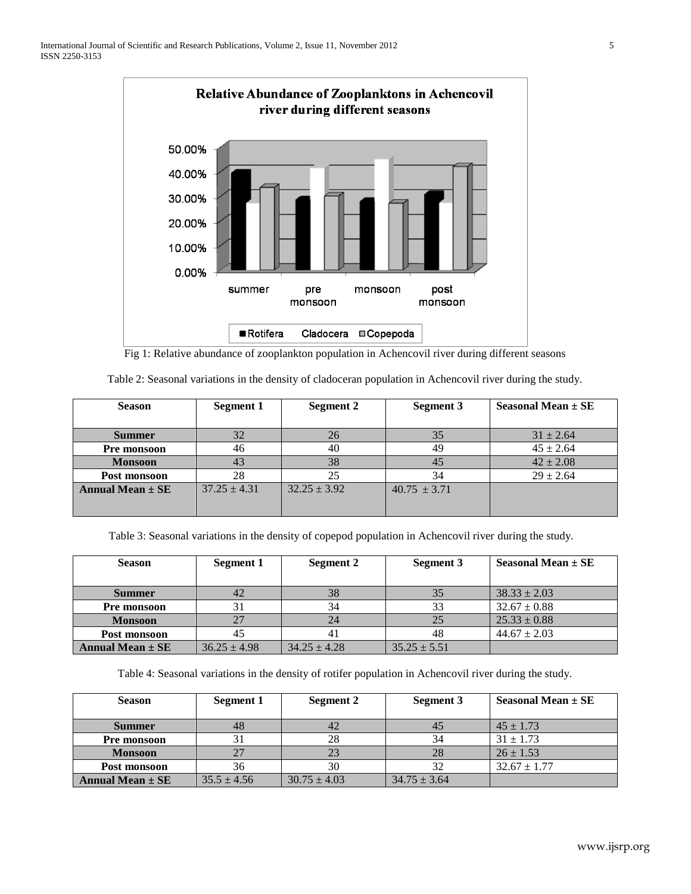Relative Abundance of Zooplanktons in Achencovil river during different seasons

50.00%
40.00%
30.00%
20.00%
10.00%
0.00%

summer
pre monsoon
monsoon
post monsoon

Rotifera
Cladocera
Copepoda

Fig 1: Relative abundance of zooplankton population in Achencovil river during different seasons

Table 2: Seasonal variations in the density of cladoceran population in Achencovil river during the study.

| Season | Segment 1 | Segment 2 | Segment 3 | Seasonal Mean ± SE |
|---|---|---|---|---|
| Summer | 32 | 26 | 35 | 31 ± 2.64 |
| Pre monsoon | 46 | 40 | 49 | 45 ± 2.64 |
| Monsoon | 43 | 38 | 45 | 42 ± 2.08 |
| Post monsoon | 28 | 25 | 34 | 29 ± 2.64 |
| Annual Mean ± SE | 37.25 ± 4.31 | 32.25 ± 3.92 | 40.75 ± 3.71 | |

Table 3: Seasonal variations in the density of copepod population in Achencovil river during the study.

| Season | Segment 1 | Segment 2 | Segment 3 | Seasonal Mean ± SE |
|---|---|---|---|---|
| Summer | 42 | 38 | 35 | 38.33 ± 2.03 |
| Pre monsoon | 31 | 34 | 33 | 32.67 ± 0.88 |
| Monsoon | 27 | 24 | 25 | 25.33 ± 0.88 |
| Post monsoon | 45 | 41 | 48 | 44.67 ± 2.03 |
| Annual Mean ± SE | 36.25 ± 4.98 | 34.25 ± 4.28 | 35.25 ± 5.51 | |

Table 4: Seasonal variations in the density of rotifer population in Achencovil river during the study.

| Season | Segment 1 | Segment 2 | Segment 3 | Seasonal Mean ± SE |
|---|---|---|---|---|
| Summer | 48 | 42 | 45 | 45 ± 1.73 |
| Pre monsoon | 31 | 28 | 34 | 31 ± 1.73 |
| Monsoon | 27 | 23 | 28 | 26 ± 1.53 |
| Post monsoon | 36 | 30 | 32 | 32.67 ± 1.77 |
| Annual Mean ± SE | 35.5 ± 4.56 | 30.75 ± 4.03 | 34.75 ± 3.64 | |